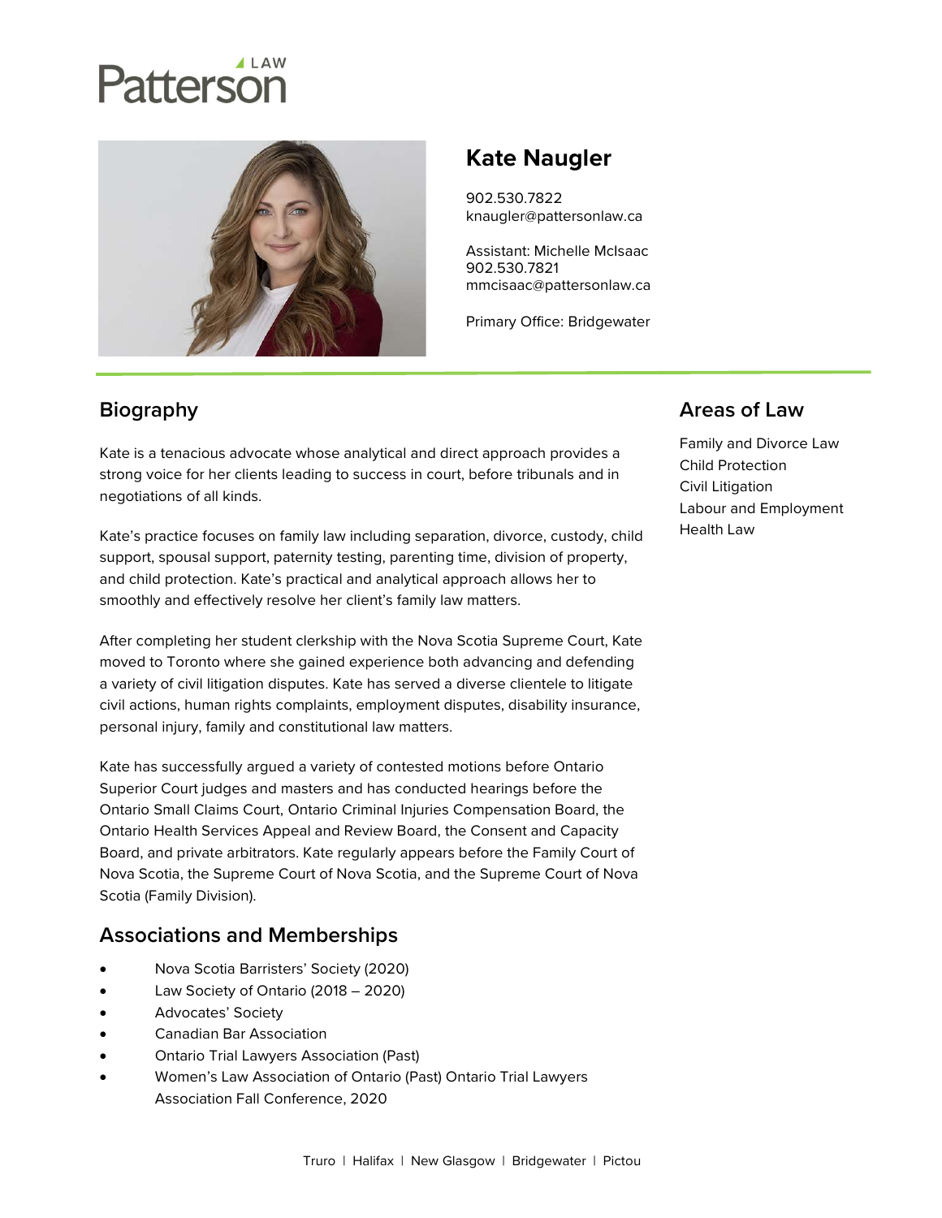# Patterson LAW

## Kate Naugler

902.530.7822
knaugler@pattersonlaw.ca

Assistant: Michelle McIsaac
902.530.7821
mmcisaac@pattersonlaw.ca

Primary Office: Bridgewater

## Biography

Kate is a tenacious advocate whose analytical and direct approach provides a strong voice for her clients leading to success in court, before tribunals and in negotiations of all kinds.

Kate's practice focuses on family law including separation, divorce, custody, child support, spousal support, paternity testing, parenting time, division of property, and child protection. Kate's practical and analytical approach allows her to smoothly and effectively resolve her client's family law matters.

After completing her student clerkship with the Nova Scotia Supreme Court, Kate moved to Toronto where she gained experience both advancing and defending a variety of civil litigation disputes. Kate has served a diverse clientele to litigate civil actions, human rights complaints, employment disputes, disability insurance, personal injury, family and constitutional law matters.

Kate has successfully argued a variety of contested motions before Ontario Superior Court judges and masters and has conducted hearings before the Ontario Small Claims Court, Ontario Criminal Injuries Compensation Board, the Ontario Health Services Appeal and Review Board, the Consent and Capacity Board, and private arbitrators. Kate regularly appears before the Family Court of Nova Scotia, the Supreme Court of Nova Scotia, and the Supreme Court of Nova Scotia (Family Division).

## Associations and Memberships

- Nova Scotia Barristers' Society (2020)
- Law Society of Ontario (2018 – 2020)
- Advocates' Society
- Canadian Bar Association
- Ontario Trial Lawyers Association (Past)
- Women's Law Association of Ontario (Past) Ontario Trial Lawyers Association Fall Conference, 2020

## Areas of Law

Family and Divorce Law
Child Protection
Civil Litigation
Labour and Employment
Health Law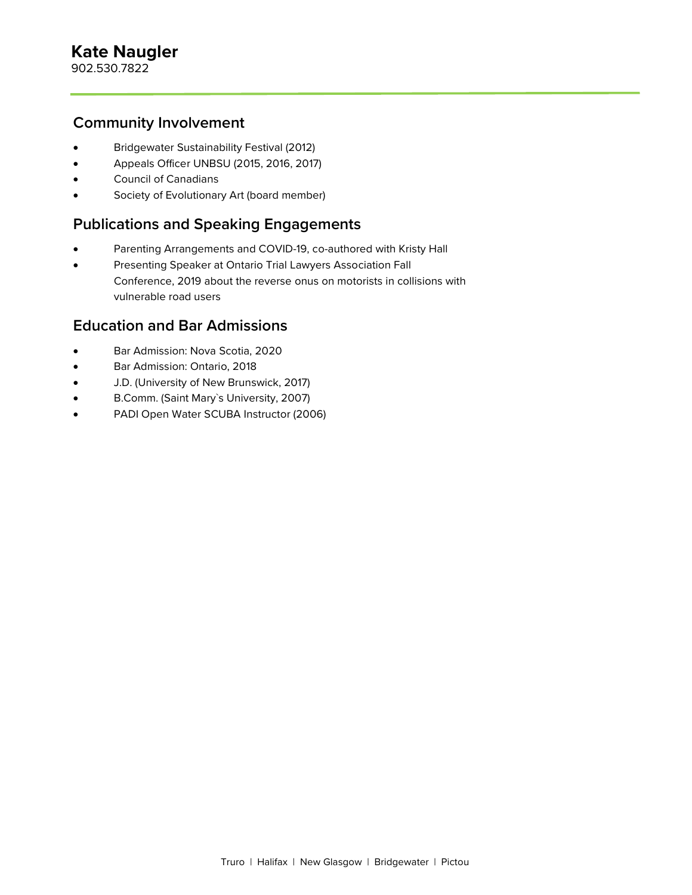# Kate Naugler

902.530.7822

## Community Involvement

- Bridgewater Sustainability Festival (2012)
- Appeals Officer UNBSU (2015, 2016, 2017)
- Council of Canadians
- Society of Evolutionary Art (board member)

## Publications and Speaking Engagements

- Parenting Arrangements and COVID-19, co-authored with Kristy Hall
- Presenting Speaker at Ontario Trial Lawyers Association Fall Conference, 2019 about the reverse onus on motorists in collisions with vulnerable road users

## Education and Bar Admissions

- Bar Admission: Nova Scotia, 2020
- Bar Admission: Ontario, 2018
- J.D. (University of New Brunswick, 2017)
- B.Comm. (Saint Mary`s University, 2007)
- PADI Open Water SCUBA Instructor (2006)

Truro | Halifax | New Glasgow | Bridgewater | Pictou